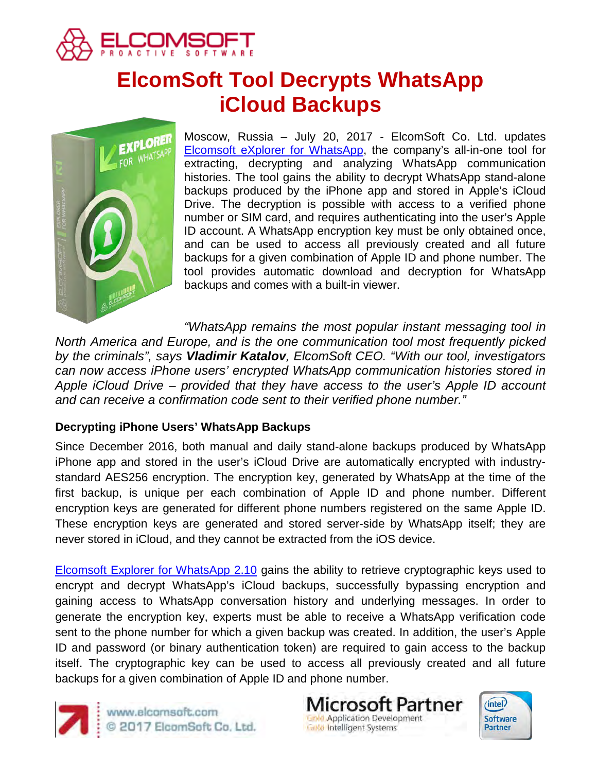# ElcomSoft Tool Decrypts WhatsApp iCloud Backups

Moscow, Russia – July 20, 2017 - ElcomSoft Co. Ltd. updates Elcomsoft eXplorer for WhatsApp, the company's all-in-one tool for extracting, decrypting and analyzing WhatsApp communication histories. The tool gains the ability to decrypt WhatsApp stand-alone backups produced by the iPhone app and stored in Apple's iCloud Drive. The decryption is possible with access to a verified phone number or SIM card, and requires authenticating into the user's Apple ID account. A WhatsApp encryption key must be only obtained once, and can be used to access all previously created and all future backups for a given combination of Apple ID and phone number. The tool provides automatic download and decryption for WhatsApp backups and comes with a built-in viewer.

*"WhatsApp remains the most popular instant messaging tool in North America and Europe, and is the one communication tool most frequently picked by the criminals", says* ***Vladimir Katalov****, ElcomSoft CEO. "With our tool, investigators can now access iPhone users' encrypted WhatsApp communication histories stored in Apple iCloud Drive – provided that they have access to the user's Apple ID account and can receive a confirmation code sent to their verified phone number."*

### Decrypting iPhone Users' WhatsApp Backups

Since December 2016, both manual and daily stand-alone backups produced by WhatsApp iPhone app and stored in the user's iCloud Drive are automatically encrypted with industry-standard AES256 encryption. The encryption key, generated by WhatsApp at the time of the first backup, is unique per each combination of Apple ID and phone number. Different encryption keys are generated for different phone numbers registered on the same Apple ID. These encryption keys are generated and stored server-side by WhatsApp itself; they are never stored in iCloud, and they cannot be extracted from the iOS device.

Elcomsoft Explorer for WhatsApp 2.10 gains the ability to retrieve cryptographic keys used to encrypt and decrypt WhatsApp's iCloud backups, successfully bypassing encryption and gaining access to WhatsApp conversation history and underlying messages. In order to generate the encryption key, experts must be able to receive a WhatsApp verification code sent to the phone number for which a given backup was created. In addition, the user's Apple ID and password (or binary authentication token) are required to gain access to the backup itself. The cryptographic key can be used to access all previously created and all future backups for a given combination of Apple ID and phone number.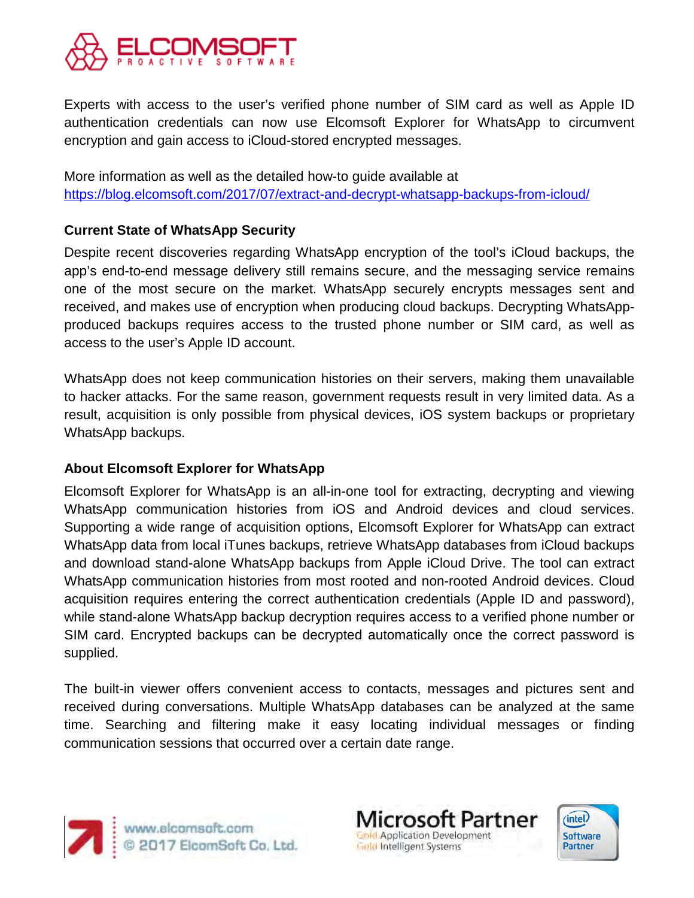Experts with access to the user's verified phone number of SIM card as well as Apple ID authentication credentials can now use Elcomsoft Explorer for WhatsApp to circumvent encryption and gain access to iCloud-stored encrypted messages.

More information as well as the detailed how-to guide available at https://blog.elcomsoft.com/2017/07/extract-and-decrypt-whatsapp-backups-from-icloud/

### Current State of WhatsApp Security

Despite recent discoveries regarding WhatsApp encryption of the tool's iCloud backups, the app's end-to-end message delivery still remains secure, and the messaging service remains one of the most secure on the market. WhatsApp securely encrypts messages sent and received, and makes use of encryption when producing cloud backups. Decrypting WhatsApp-produced backups requires access to the trusted phone number or SIM card, as well as access to the user's Apple ID account.

WhatsApp does not keep communication histories on their servers, making them unavailable to hacker attacks. For the same reason, government requests result in very limited data. As a result, acquisition is only possible from physical devices, iOS system backups or proprietary WhatsApp backups.

### About Elcomsoft Explorer for WhatsApp

Elcomsoft Explorer for WhatsApp is an all-in-one tool for extracting, decrypting and viewing WhatsApp communication histories from iOS and Android devices and cloud services. Supporting a wide range of acquisition options, Elcomsoft Explorer for WhatsApp can extract WhatsApp data from local iTunes backups, retrieve WhatsApp databases from iCloud backups and download stand-alone WhatsApp backups from Apple iCloud Drive. The tool can extract WhatsApp communication histories from most rooted and non-rooted Android devices. Cloud acquisition requires entering the correct authentication credentials (Apple ID and password), while stand-alone WhatsApp backup decryption requires access to a verified phone number or SIM card. Encrypted backups can be decrypted automatically once the correct password is supplied.

The built-in viewer offers convenient access to contacts, messages and pictures sent and received during conversations. Multiple WhatsApp databases can be analyzed at the same time. Searching and filtering make it easy locating individual messages or finding communication sessions that occurred over a certain date range.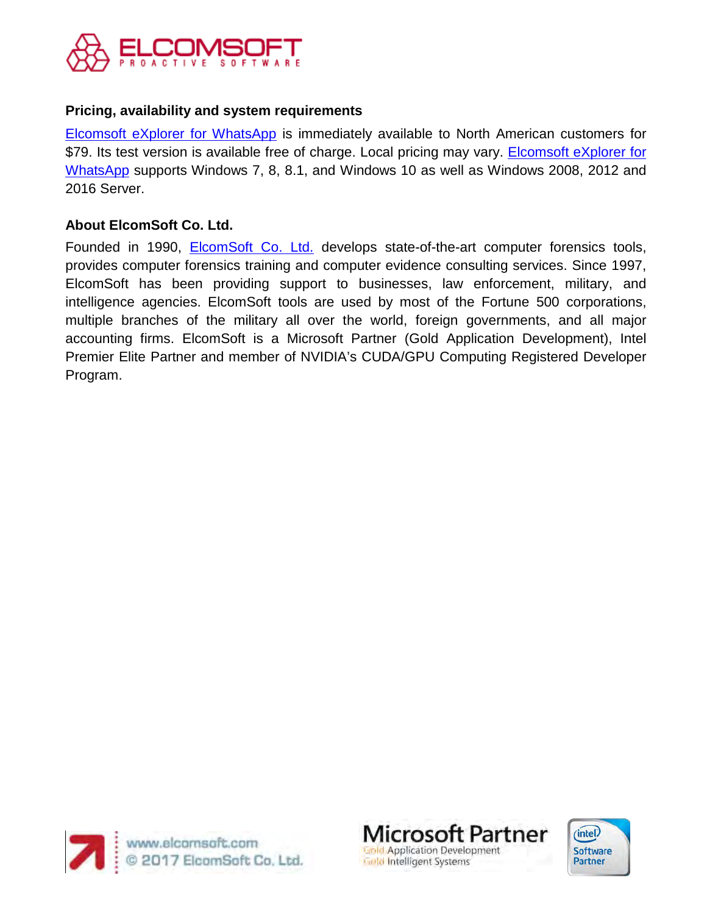### Pricing, availability and system requirements

Elcomsoft eXplorer for WhatsApp is immediately available to North American customers for $79. Its test version is available free of charge. Local pricing may vary. Elcomsoft eXplorer for WhatsApp supports Windows 7, 8, 8.1, and Windows 10 as well as Windows 2008, 2012 and 2016 Server.

### About ElcomSoft Co. Ltd.

Founded in 1990, ElcomSoft Co. Ltd. develops state-of-the-art computer forensics tools, provides computer forensics training and computer evidence consulting services. Since 1997, ElcomSoft has been providing support to businesses, law enforcement, military, and intelligence agencies. ElcomSoft tools are used by most of the Fortune 500 corporations, multiple branches of the military all over the world, foreign governments, and all major accounting firms. ElcomSoft is a Microsoft Partner (Gold Application Development), Intel Premier Elite Partner and member of NVIDIA's CUDA/GPU Computing Registered Developer Program.